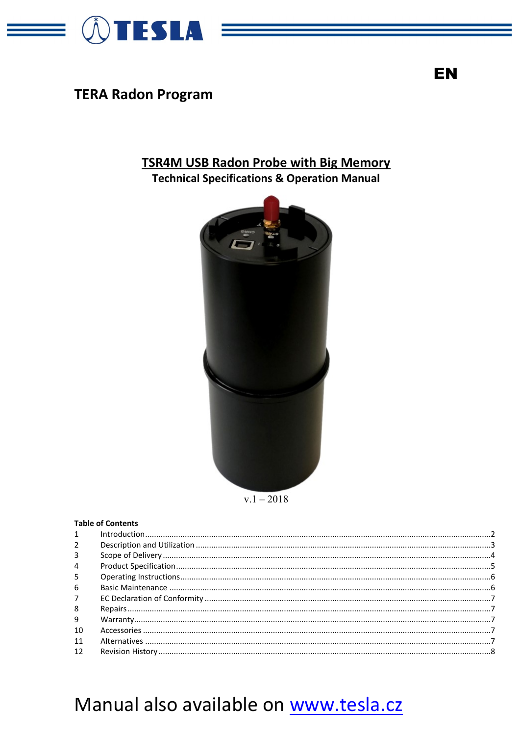TESLA

EN

**TERA Radon Program**

# TSR4M USB Radon Probe with Big Memory

## Technical Specifications & Operation Manual

v.1 – 2018

**Table of Contents**

| | | |
|---|---|---|
| 1 | Introduction | 2 |
| 2 | Description and Utilization | 3 |
| 3 | Scope of Delivery | 4 |
| 4 | Product Specification | 5 |
| 5 | Operating Instructions | 6 |
| 6 | Basic Maintenance | 6 |
| 7 | EC Declaration of Conformity | 7 |
| 8 | Repairs | 7 |
| 9 | Warranty | 7 |
| 10 | Accessories | 7 |
| 11 | Alternatives | 7 |
| 12 | Revision History | 8 |

Manual also available on [www.tesla.cz](http://www.tesla.cz)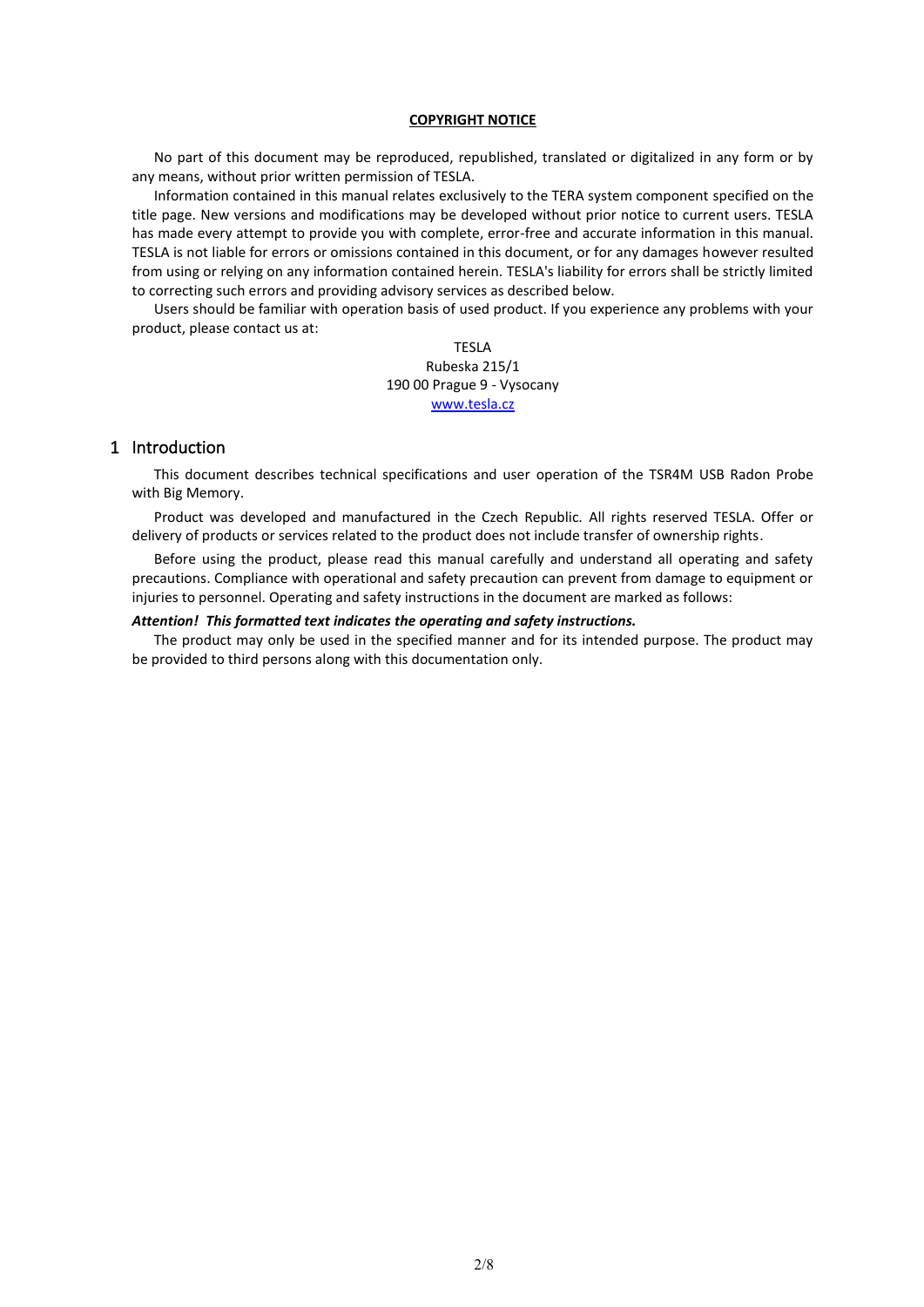**COPYRIGHT NOTICE**

No part of this document may be reproduced, republished, translated or digitalized in any form or by any means, without prior written permission of TESLA.

Information contained in this manual relates exclusively to the TERA system component specified on the title page. New versions and modifications may be developed without prior notice to current users. TESLA has made every attempt to provide you with complete, error-free and accurate information in this manual. TESLA is not liable for errors or omissions contained in this document, or for any damages however resulted from using or relying on any information contained herein. TESLA's liability for errors shall be strictly limited to correcting such errors and providing advisory services as described below.

Users should be familiar with operation basis of used product. If you experience any problems with your product, please contact us at:

TESLA
Rubeska 215/1
190 00 Prague 9 - Vysocany
www.tesla.cz

# 1 Introduction

This document describes technical specifications and user operation of the TSR4M USB Radon Probe with Big Memory.

Product was developed and manufactured in the Czech Republic. All rights reserved TESLA. Offer or delivery of products or services related to the product does not include transfer of ownership rights.

Before using the product, please read this manual carefully and understand all operating and safety precautions. Compliance with operational and safety precaution can prevent from damage to equipment or injuries to personnel. Operating and safety instructions in the document are marked as follows:

***Attention! This formatted text indicates the operating and safety instructions.***

The product may only be used in the specified manner and for its intended purpose. The product may be provided to third persons along with this documentation only.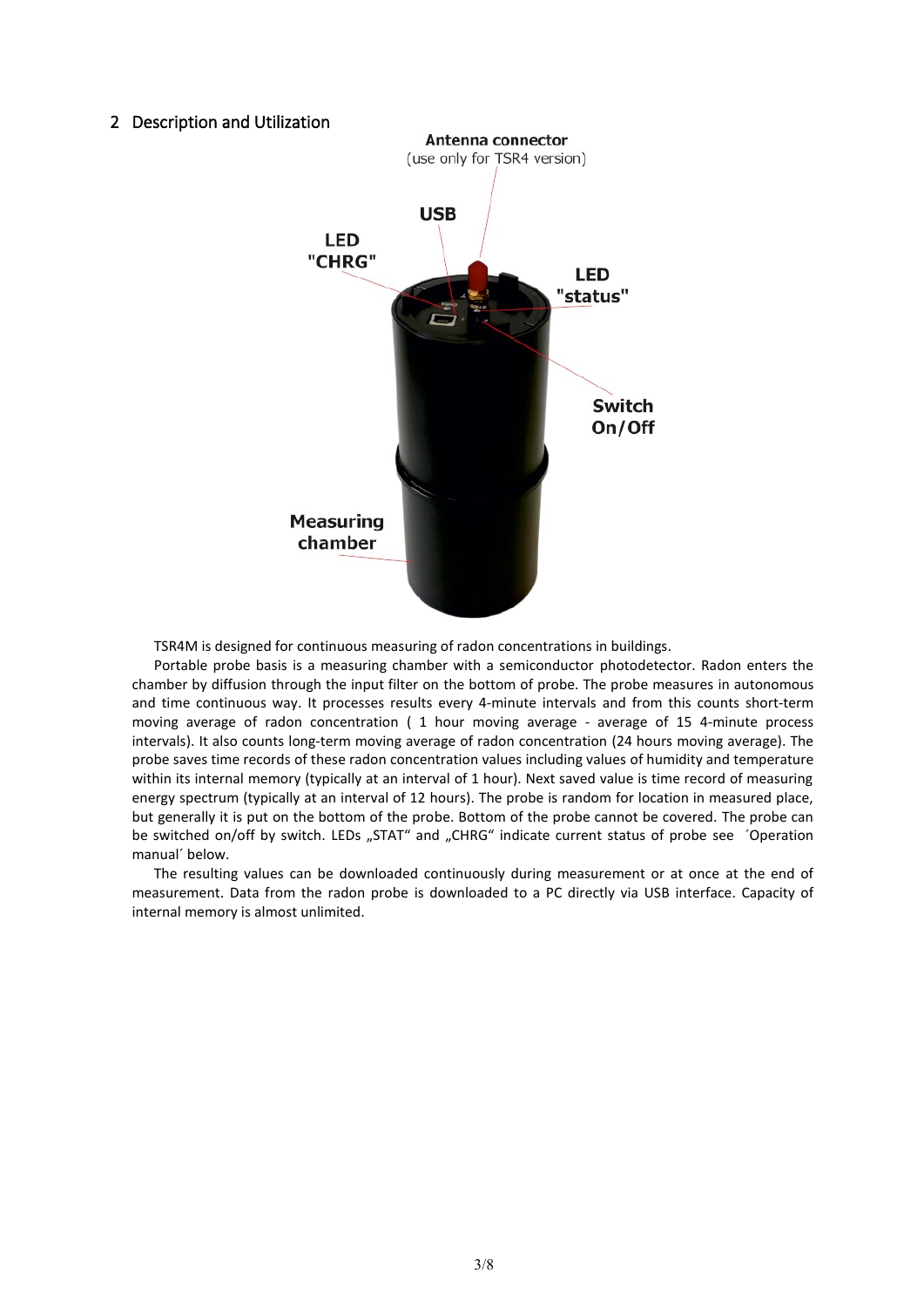## 2 Description and Utilization

Antenna connector
(use only for TSR4 version)

USB

LED "CHRG"

LED "status"

Switch On/Off

Measuring chamber

TSR4M is designed for continuous measuring of radon concentrations in buildings.

Portable probe basis is a measuring chamber with a semiconductor photodetector. Radon enters the chamber by diffusion through the input filter on the bottom of probe. The probe measures in autonomous and time continuous way. It processes results every 4-minute intervals and from this counts short-term moving average of radon concentration ( 1 hour moving average - average of 15 4-minute process intervals). It also counts long-term moving average of radon concentration (24 hours moving average). The probe saves time records of these radon concentration values including values of humidity and temperature within its internal memory (typically at an interval of 1 hour). Next saved value is time record of measuring energy spectrum (typically at an interval of 12 hours). The probe is random for location in measured place, but generally it is put on the bottom of the probe. Bottom of the probe cannot be covered. The probe can be switched on/off by switch. LEDs „STAT" and „CHRG" indicate current status of probe see ´Operation manual´ below.

The resulting values can be downloaded continuously during measurement or at once at the end of measurement. Data from the radon probe is downloaded to a PC directly via USB interface. Capacity of internal memory is almost unlimited.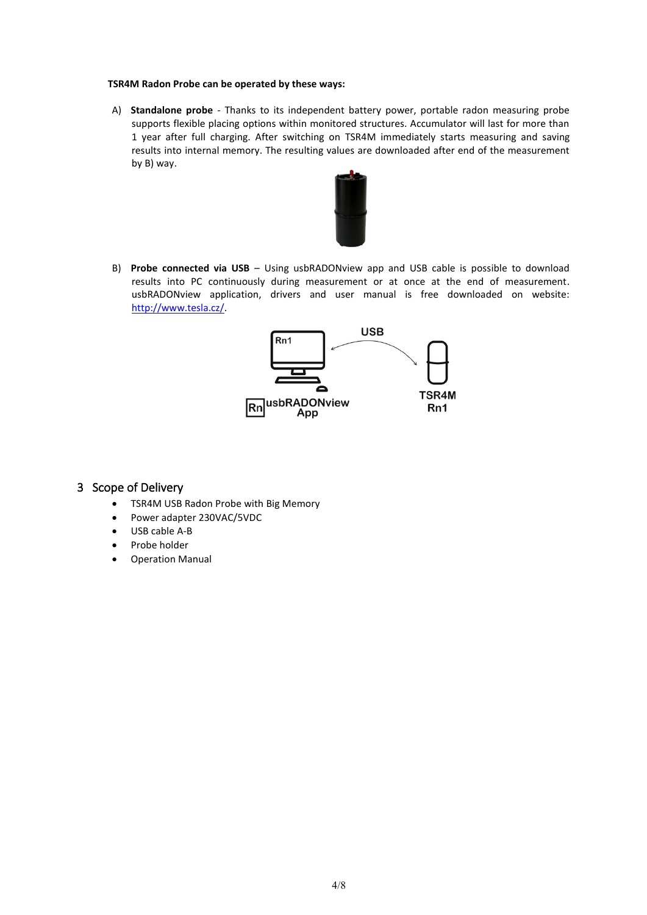**TSR4M Radon Probe can be operated by these ways:**

A) **Standalone probe** - Thanks to its independent battery power, portable radon measuring probe supports flexible placing options within monitored structures. Accumulator will last for more than 1 year after full charging. After switching on TSR4M immediately starts measuring and saving results into internal memory. The resulting values are downloaded after end of the measurement by B) way.

B) **Probe connected via USB** – Using usbRADONview app and USB cable is possible to download results into PC continuously during measurement or at once at the end of measurement. usbRADONview application, drivers and user manual is free downloaded on website: [http://www.tesla.cz/](http://www.tesla.cz/).

## 3 Scope of Delivery

- TSR4M USB Radon Probe with Big Memory
- Power adapter 230VAC/5VDC
- USB cable A-B
- Probe holder
- Operation Manual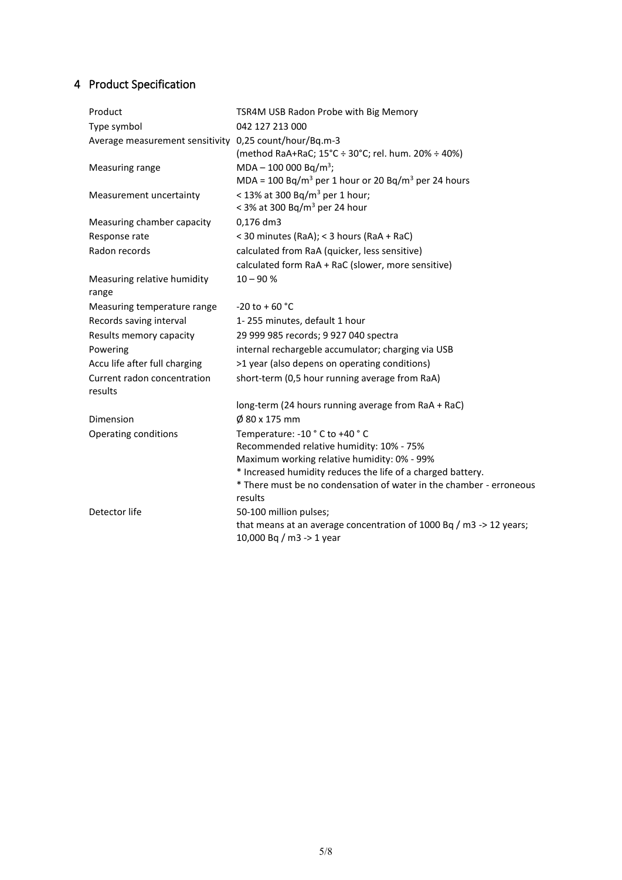# 4 Product Specification

| | |
|---|---|
| Product | TSR4M USB Radon Probe with Big Memory |
| Type symbol | 042 127 213 000 |
| Average measurement sensitivity | 0,25 count/hour/Bq.m-3<br>(method RaA+RaC; 15°C ÷ 30°C; rel. hum. 20% ÷ 40%) |
| Measuring range | MDA – 100 000 Bq/$m^3$;<br>MDA = 100 Bq/$m^3$ per 1 hour or 20 Bq/$m^3$ per 24 hours |
| Measurement uncertainty | < 13% at 300 Bq/$m^3$ per 1 hour;<br>< 3% at 300 Bq/$m^3$ per 24 hour |
| Measuring chamber capacity | 0,176 dm3 |
| Response rate | < 30 minutes (RaA); < 3 hours (RaA + RaC) |
| Radon records | calculated from RaA (quicker, less sensitive)<br>calculated form RaA + RaC (slower, more sensitive) |
| Measuring relative humidity range | 10 – 90 % |
| Measuring temperature range | -20 to + 60 °C |
| Records saving interval | 1- 255 minutes, default 1 hour |
| Results memory capacity | 29 999 985 records; 9 927 040 spectra |
| Powering | internal rechargeble accumulator; charging via USB |
| Accu life after full charging | >1 year (also depens on operating conditions) |
| Current radon concentration results | short-term (0,5 hour running average from RaA)<br>long-term (24 hours running average from RaA + RaC) |
| Dimension | Ø 80 x 175 mm |
| Operating conditions | Temperature: -10 ° C to +40 ° C<br>Recommended relative humidity: 10% - 75%<br>Maximum working relative humidity: 0% - 99%<br>* Increased humidity reduces the life of a charged battery.<br>* There must be no condensation of water in the chamber - erroneous results |
| Detector life | 50-100 million pulses;<br>that means at an average concentration of 1000 Bq / m3 -> 12 years;<br>10,000 Bq / m3 -> 1 year |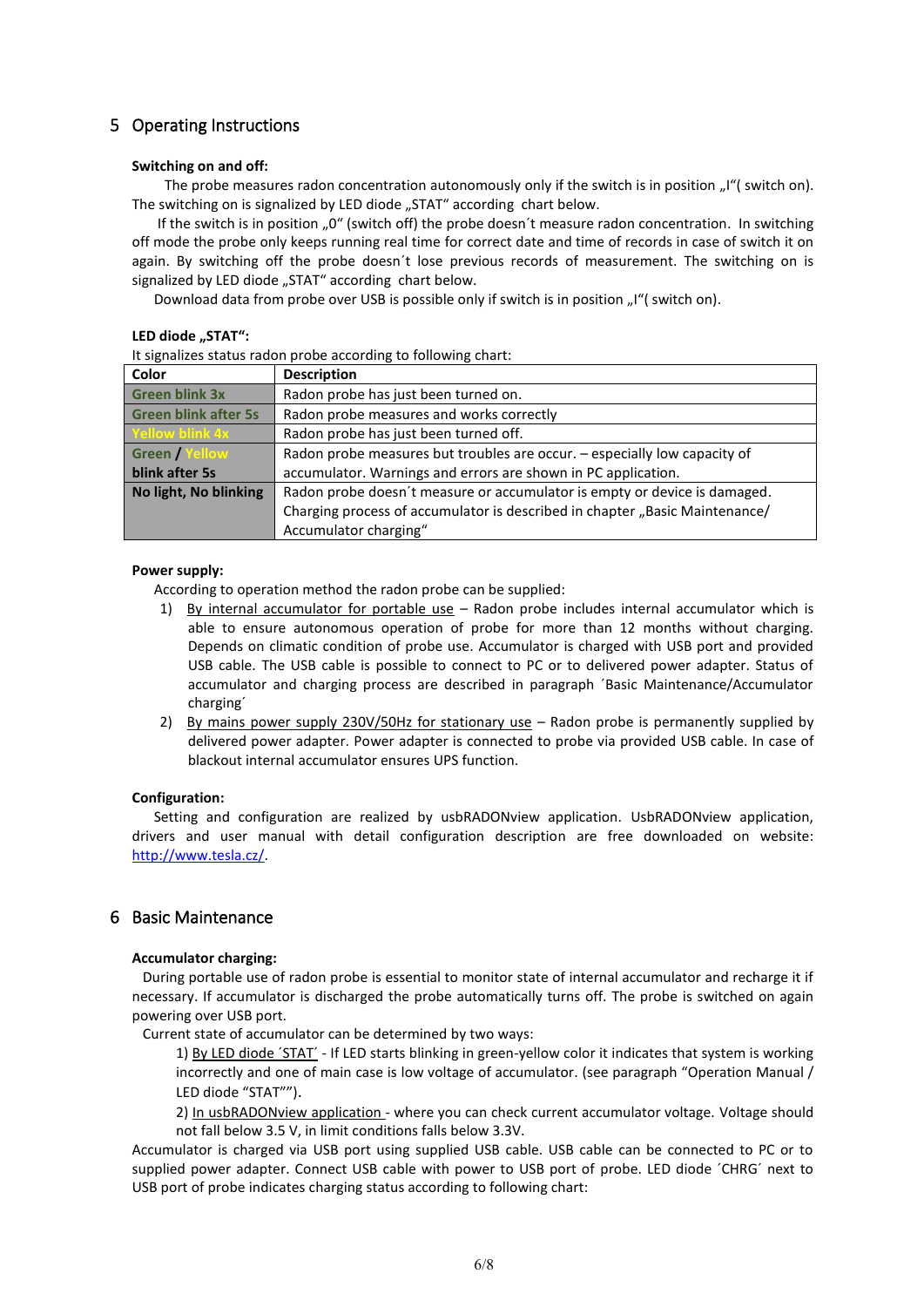# 5 Operating Instructions

**Switching on and off:**

The probe measures radon concentration autonomously only if the switch is in position „I"( switch on). The switching on is signalized by LED diode „STAT" according chart below.

If the switch is in position „0" (switch off) the probe doesn´t measure radon concentration. In switching off mode the probe only keeps running real time for correct date and time of records in case of switch it on again. By switching off the probe doesn´t lose previous records of measurement. The switching on is signalized by LED diode „STAT" according chart below.

Download data from probe over USB is possible only if switch is in position „I"( switch on).

**LED diode „STAT":**

It signalizes status radon probe according to following chart:

| Color | Description |
|---|---|
| Green blink 3x | Radon probe has just been turned on. |
| Green blink after 5s | Radon probe measures and works correctly |
| Yellow blink 4x | Radon probe has just been turned off. |
| Green / Yellow blink after 5s | Radon probe measures but troubles are occur. – especially low capacity of accumulator. Warnings and errors are shown in PC application. |
| No light, No blinking | Radon probe doesn´t measure or accumulator is empty or device is damaged. Charging process of accumulator is described in chapter „Basic Maintenance/ Accumulator charging" |

**Power supply:**

According to operation method the radon probe can be supplied:

1) By internal accumulator for portable use – Radon probe includes internal accumulator which is able to ensure autonomous operation of probe for more than 12 months without charging. Depends on climatic condition of probe use. Accumulator is charged with USB port and provided USB cable. The USB cable is possible to connect to PC or to delivered power adapter. Status of accumulator and charging process are described in paragraph ´Basic Maintenance/Accumulator charging´
2) By mains power supply 230V/50Hz for stationary use – Radon probe is permanently supplied by delivered power adapter. Power adapter is connected to probe via provided USB cable. In case of blackout internal accumulator ensures UPS function.

**Configuration:**

Setting and configuration are realized by usbRADONview application. UsbRADONview application, drivers and user manual with detail configuration description are free downloaded on website: http://www.tesla.cz/.

# 6 Basic Maintenance

**Accumulator charging:**

During portable use of radon probe is essential to monitor state of internal accumulator and recharge it if necessary. If accumulator is discharged the probe automatically turns off. The probe is switched on again powering over USB port.

Current state of accumulator can be determined by two ways:

1) By LED diode ´STAT´ - If LED starts blinking in green-yellow color it indicates that system is working incorrectly and one of main case is low voltage of accumulator. (see paragraph "Operation Manual / LED diode "STAT"").

2) In usbRADONview application - where you can check current accumulator voltage. Voltage should not fall below 3.5 V, in limit conditions falls below 3.3V.

Accumulator is charged via USB port using supplied USB cable. USB cable can be connected to PC or to supplied power adapter. Connect USB cable with power to USB port of probe. LED diode ´CHRG´ next to USB port of probe indicates charging status according to following chart: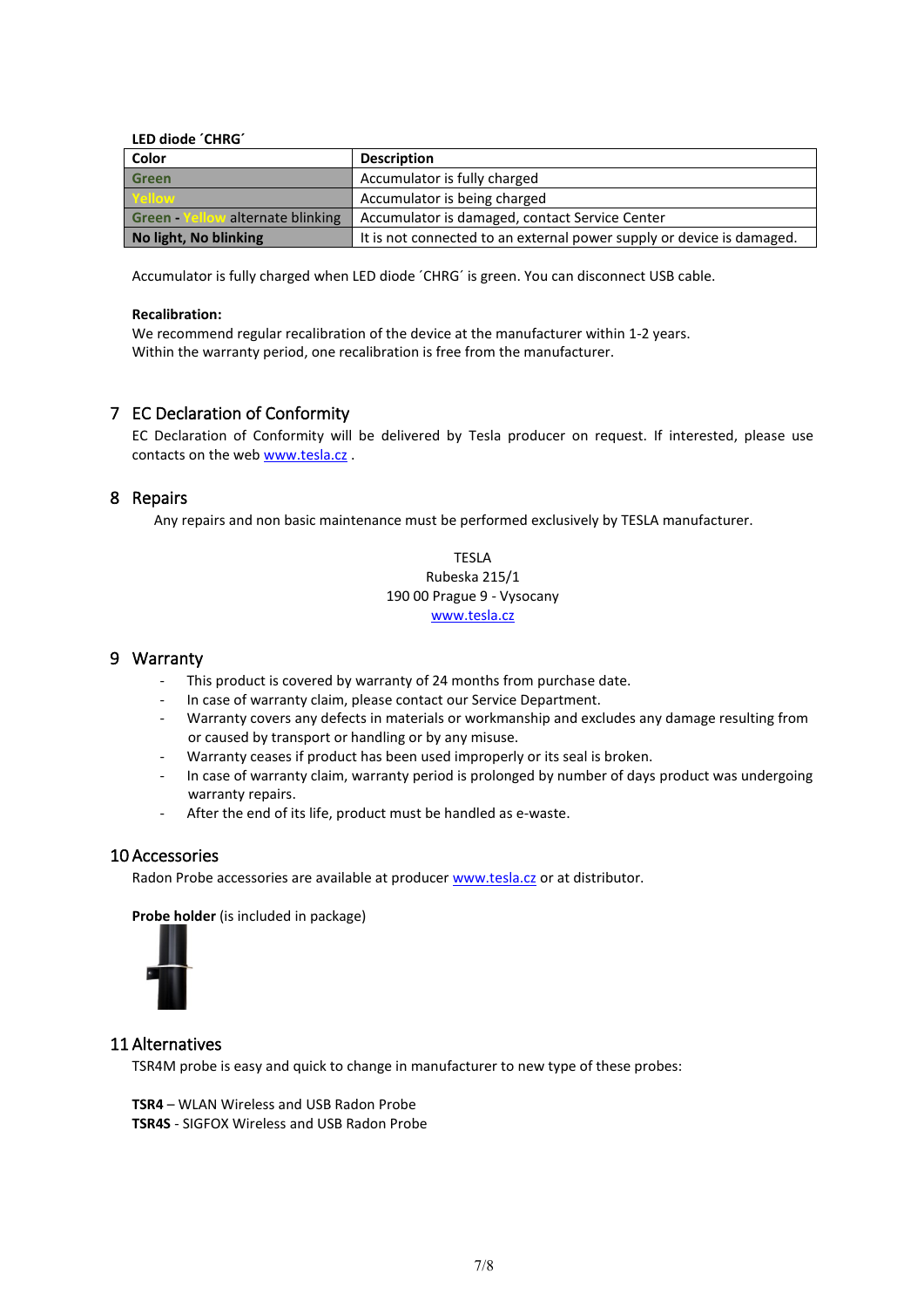**LED diode ´CHRG´**

| Color | Description |
|---|---|
| Green | Accumulator is fully charged |
| Yellow | Accumulator is being charged |
| Green - Yellow alternate blinking | Accumulator is damaged, contact Service Center |
| No light, No blinking | It is not connected to an external power supply or device is damaged. |

Accumulator is fully charged when LED diode ´CHRG´ is green. You can disconnect USB cable.

**Recalibration:**
We recommend regular recalibration of the device at the manufacturer within 1-2 years.
Within the warranty period, one recalibration is free from the manufacturer.

# 7 EC Declaration of Conformity

EC Declaration of Conformity will be delivered by Tesla producer on request. If interested, please use contacts on the web www.tesla.cz .

# 8 Repairs

Any repairs and non basic maintenance must be performed exclusively by TESLA manufacturer.

TESLA
Rubeska 215/1
190 00 Prague 9 - Vysocany
www.tesla.cz

# 9 Warranty

- This product is covered by warranty of 24 months from purchase date.
- In case of warranty claim, please contact our Service Department.
- Warranty covers any defects in materials or workmanship and excludes any damage resulting from or caused by transport or handling or by any misuse.
- Warranty ceases if product has been used improperly or its seal is broken.
- In case of warranty claim, warranty period is prolonged by number of days product was undergoing warranty repairs.
- After the end of its life, product must be handled as e-waste.

# 10 Accessories

Radon Probe accessories are available at producer www.tesla.cz or at distributor.

**Probe holder** (is included in package)

# 11 Alternatives

TSR4M probe is easy and quick to change in manufacturer to new type of these probes:

**TSR4** – WLAN Wireless and USB Radon Probe
**TSR4S** - SIGFOX Wireless and USB Radon Probe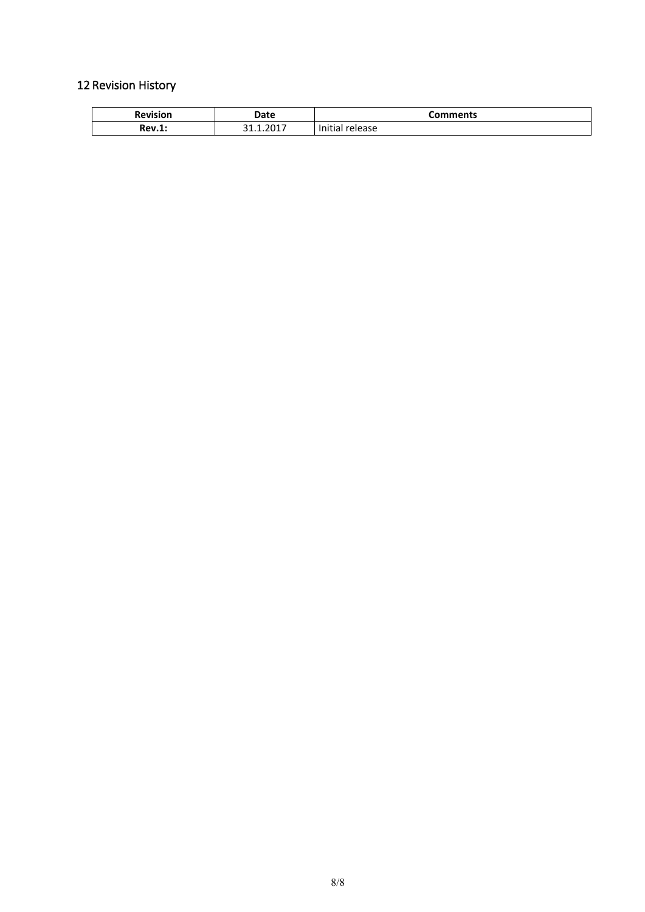# 12 Revision History

| Revision | Date | Comments |
|---|---|---|
| **Rev.1:** | 31.1.2017 | Initial release |